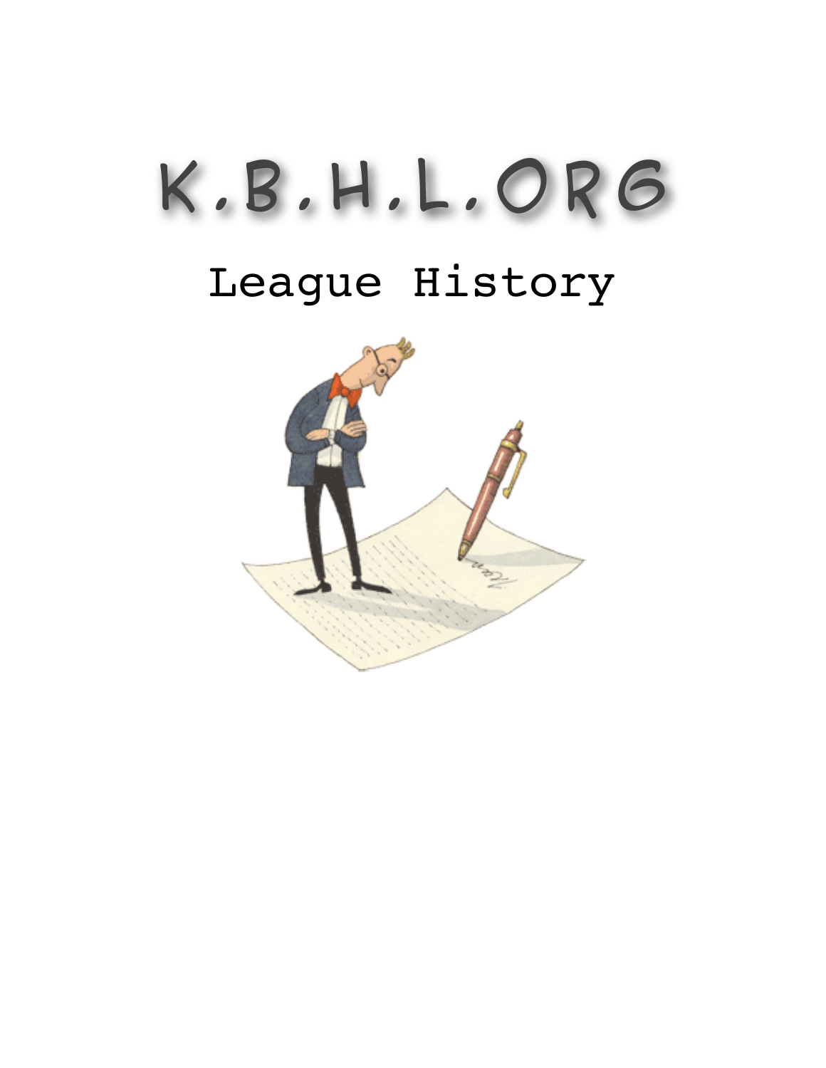# K.B.H.L.ORG

## League History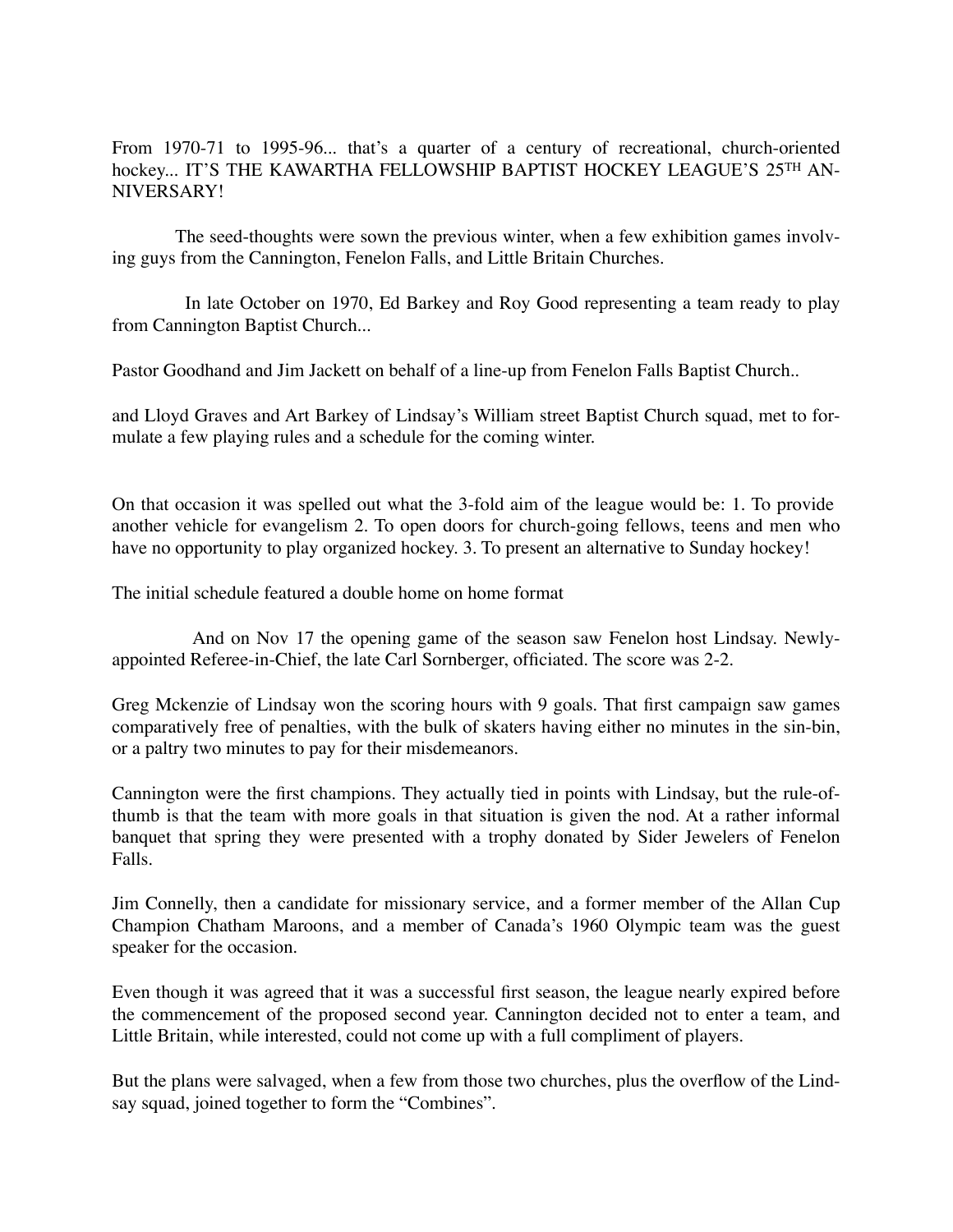From 1970-71 to 1995-96... that's a quarter of a century of recreational, church-oriented hockey... IT'S THE KAWARTHA FELLOWSHIP BAPTIST HOCKEY LEAGUE'S 25TH ANNIVERSARY!

The seed-thoughts were sown the previous winter, when a few exhibition games involving guys from the Cannington, Fenelon Falls, and Little Britain Churches.

In late October on 1970, Ed Barkey and Roy Good representing a team ready to play from Cannington Baptist Church...

Pastor Goodhand and Jim Jackett on behalf of a line-up from Fenelon Falls Baptist Church..

and Lloyd Graves and Art Barkey of Lindsay's William street Baptist Church squad, met to formulate a few playing rules and a schedule for the coming winter.

On that occasion it was spelled out what the 3-fold aim of the league would be: 1. To provide another vehicle for evangelism 2. To open doors for church-going fellows, teens and men who have no opportunity to play organized hockey. 3. To present an alternative to Sunday hockey!

The initial schedule featured a double home on home format

And on Nov 17 the opening game of the season saw Fenelon host Lindsay. Newly-appointed Referee-in-Chief, the late Carl Sornberger, officiated. The score was 2-2.

Greg Mckenzie of Lindsay won the scoring hours with 9 goals. That first campaign saw games comparatively free of penalties, with the bulk of skaters having either no minutes in the sin-bin, or a paltry two minutes to pay for their misdemeanors.

Cannington were the first champions. They actually tied in points with Lindsay, but the rule-of-thumb is that the team with more goals in that situation is given the nod. At a rather informal banquet that spring they were presented with a trophy donated by Sider Jewelers of Fenelon Falls.

Jim Connelly, then a candidate for missionary service, and a former member of the Allan Cup Champion Chatham Maroons, and a member of Canada's 1960 Olympic team was the guest speaker for the occasion.

Even though it was agreed that it was a successful first season, the league nearly expired before the commencement of the proposed second year. Cannington decided not to enter a team, and Little Britain, while interested, could not come up with a full compliment of players.

But the plans were salvaged, when a few from those two churches, plus the overflow of the Lindsay squad, joined together to form the "Combines".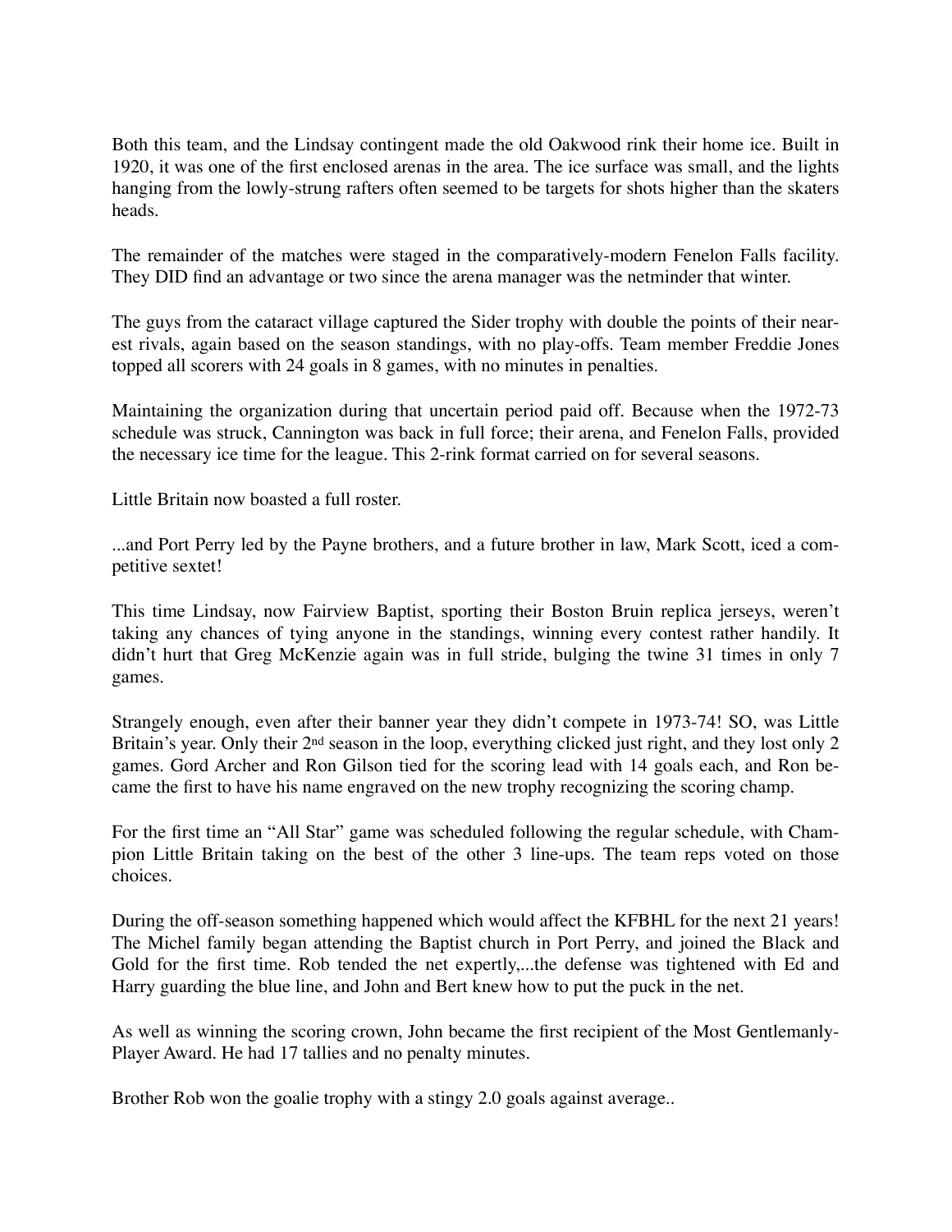Both this team, and the Lindsay contingent made the old Oakwood rink their home ice. Built in 1920, it was one of the first enclosed arenas in the area. The ice surface was small, and the lights hanging from the lowly-strung rafters often seemed to be targets for shots higher than the skaters heads.

The remainder of the matches were staged in the comparatively-modern Fenelon Falls facility. They DID find an advantage or two since the arena manager was the netminder that winter.

The guys from the cataract village captured the Sider trophy with double the points of their nearest rivals, again based on the season standings, with no play-offs. Team member Freddie Jones topped all scorers with 24 goals in 8 games, with no minutes in penalties.

Maintaining the organization during that uncertain period paid off. Because when the 1972-73 schedule was struck, Cannington was back in full force; their arena, and Fenelon Falls, provided the necessary ice time for the league. This 2-rink format carried on for several seasons.

Little Britain now boasted a full roster.

...and Port Perry led by the Payne brothers, and a future brother in law, Mark Scott, iced a competitive sextet!

This time Lindsay, now Fairview Baptist, sporting their Boston Bruin replica jerseys, weren't taking any chances of tying anyone in the standings, winning every contest rather handily. It didn't hurt that Greg McKenzie again was in full stride, bulging the twine 31 times in only 7 games.

Strangely enough, even after their banner year they didn't compete in 1973-74! SO, was Little Britain's year. Only their 2nd season in the loop, everything clicked just right, and they lost only 2 games. Gord Archer and Ron Gilson tied for the scoring lead with 14 goals each, and Ron became the first to have his name engraved on the new trophy recognizing the scoring champ.

For the first time an "All Star" game was scheduled following the regular schedule, with Champion Little Britain taking on the best of the other 3 line-ups. The team reps voted on those choices.

During the off-season something happened which would affect the KFBHL for the next 21 years! The Michel family began attending the Baptist church in Port Perry, and joined the Black and Gold for the first time. Rob tended the net expertly,...the defense was tightened with Ed and Harry guarding the blue line, and John and Bert knew how to put the puck in the net.

As well as winning the scoring crown, John became the first recipient of the Most Gentlemanly-Player Award. He had 17 tallies and no penalty minutes.

Brother Rob won the goalie trophy with a stingy 2.0 goals against average..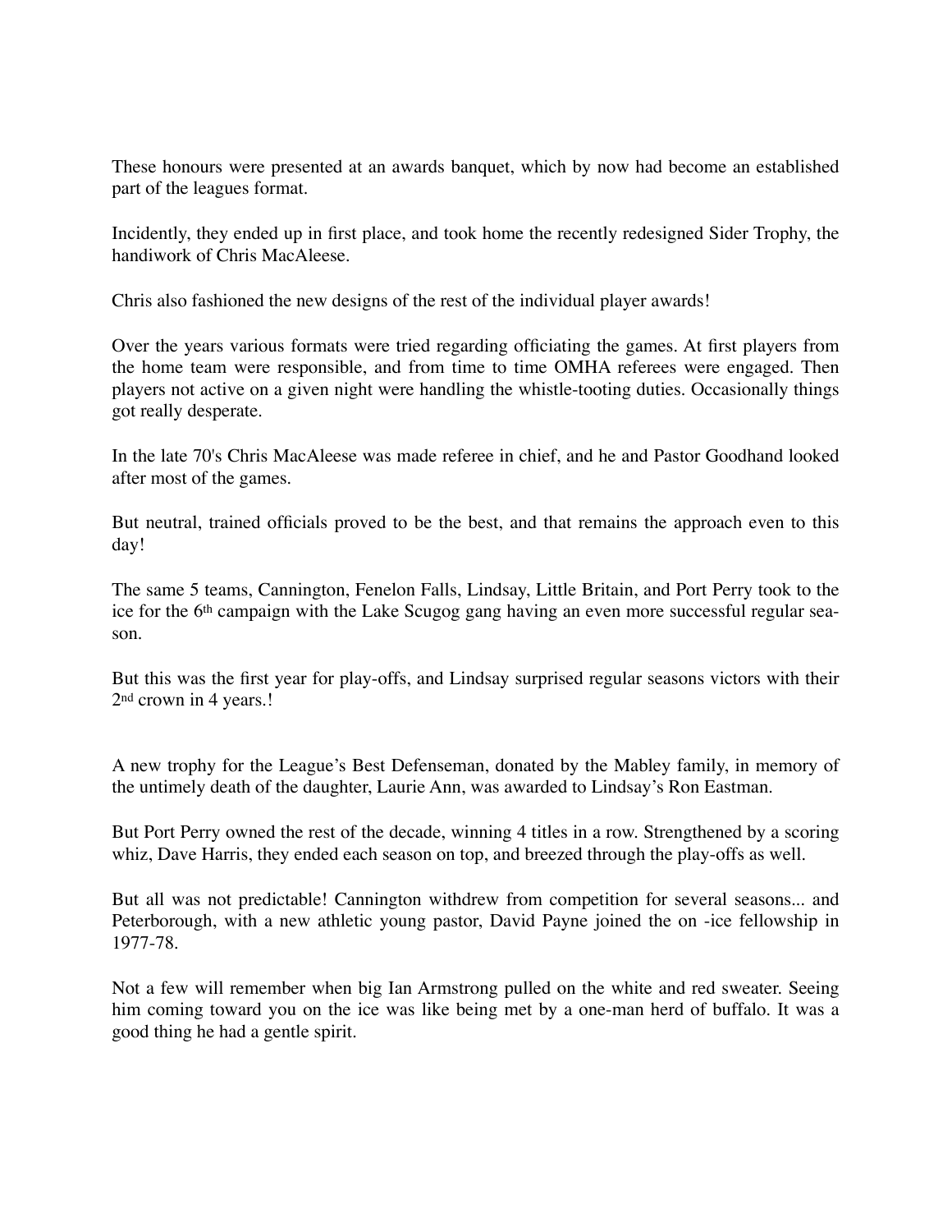These honours were presented at an awards banquet, which by now had become an established part of the leagues format.

Incidently, they ended up in first place, and took home the recently redesigned Sider Trophy, the handiwork of Chris MacAleese.

Chris also fashioned the new designs of the rest of the individual player awards!

Over the years various formats were tried regarding officiating the games. At first players from the home team were responsible, and from time to time OMHA referees were engaged. Then players not active on a given night were handling the whistle-tooting duties. Occasionally things got really desperate.

In the late 70's Chris MacAleese was made referee in chief, and he and Pastor Goodhand looked after most of the games.

But neutral, trained officials proved to be the best, and that remains the approach even to this day!

The same 5 teams, Cannington, Fenelon Falls, Lindsay, Little Britain, and Port Perry took to the ice for the 6th campaign with the Lake Scugog gang having an even more successful regular season.

But this was the first year for play-offs, and Lindsay surprised regular seasons victors with their 2nd crown in 4 years.!

A new trophy for the League's Best Defenseman, donated by the Mabley family, in memory of the untimely death of the daughter, Laurie Ann, was awarded to Lindsay's Ron Eastman.

But Port Perry owned the rest of the decade, winning 4 titles in a row. Strengthened by a scoring whiz, Dave Harris, they ended each season on top, and breezed through the play-offs as well.

But all was not predictable! Cannington withdrew from competition for several seasons... and Peterborough, with a new athletic young pastor, David Payne joined the on -ice fellowship in 1977-78.

Not a few will remember when big Ian Armstrong pulled on the white and red sweater. Seeing him coming toward you on the ice was like being met by a one-man herd of buffalo. It was a good thing he had a gentle spirit.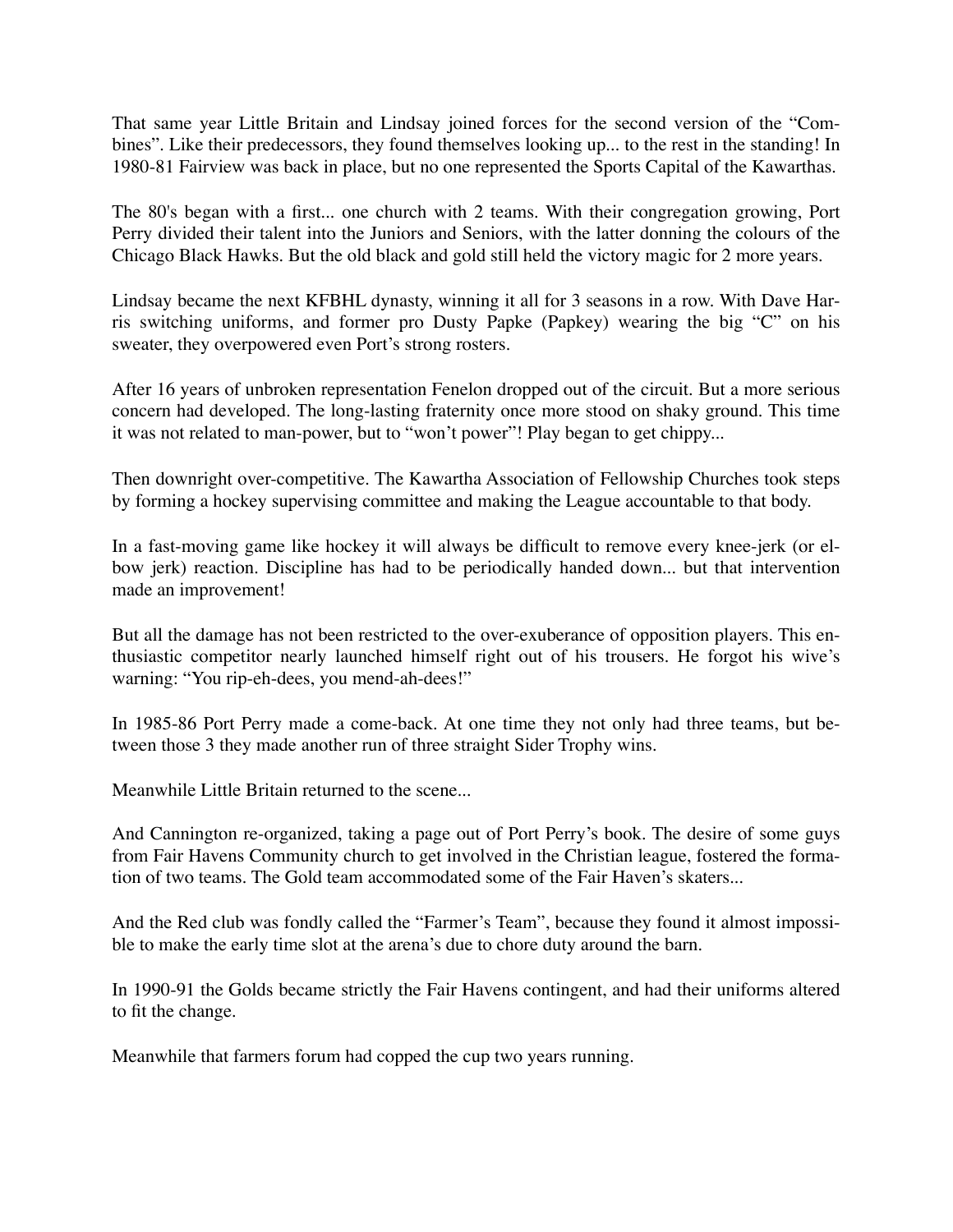That same year Little Britain and Lindsay joined forces for the second version of the "Combines". Like their predecessors, they found themselves looking up... to the rest in the standing! In 1980-81 Fairview was back in place, but no one represented the Sports Capital of the Kawarthas.

The 80's began with a first... one church with 2 teams. With their congregation growing, Port Perry divided their talent into the Juniors and Seniors, with the latter donning the colours of the Chicago Black Hawks. But the old black and gold still held the victory magic for 2 more years.

Lindsay became the next KFBHL dynasty, winning it all for 3 seasons in a row. With Dave Harris switching uniforms, and former pro Dusty Papke (Papkey) wearing the big "C" on his sweater, they overpowered even Port's strong rosters.

After 16 years of unbroken representation Fenelon dropped out of the circuit. But a more serious concern had developed. The long-lasting fraternity once more stood on shaky ground. This time it was not related to man-power, but to "won't power"! Play began to get chippy...

Then downright over-competitive. The Kawartha Association of Fellowship Churches took steps by forming a hockey supervising committee and making the League accountable to that body.

In a fast-moving game like hockey it will always be difficult to remove every knee-jerk (or elbow jerk) reaction. Discipline has had to be periodically handed down... but that intervention made an improvement!

But all the damage has not been restricted to the over-exuberance of opposition players. This enthusiastic competitor nearly launched himself right out of his trousers. He forgot his wive's warning: "You rip-eh-dees, you mend-ah-dees!"

In 1985-86 Port Perry made a come-back. At one time they not only had three teams, but between those 3 they made another run of three straight Sider Trophy wins.

Meanwhile Little Britain returned to the scene...

And Cannington re-organized, taking a page out of Port Perry's book. The desire of some guys from Fair Havens Community church to get involved in the Christian league, fostered the formation of two teams. The Gold team accommodated some of the Fair Haven's skaters...

And the Red club was fondly called the "Farmer's Team", because they found it almost impossible to make the early time slot at the arena's due to chore duty around the barn.

In 1990-91 the Golds became strictly the Fair Havens contingent, and had their uniforms altered to fit the change.

Meanwhile that farmers forum had copped the cup two years running.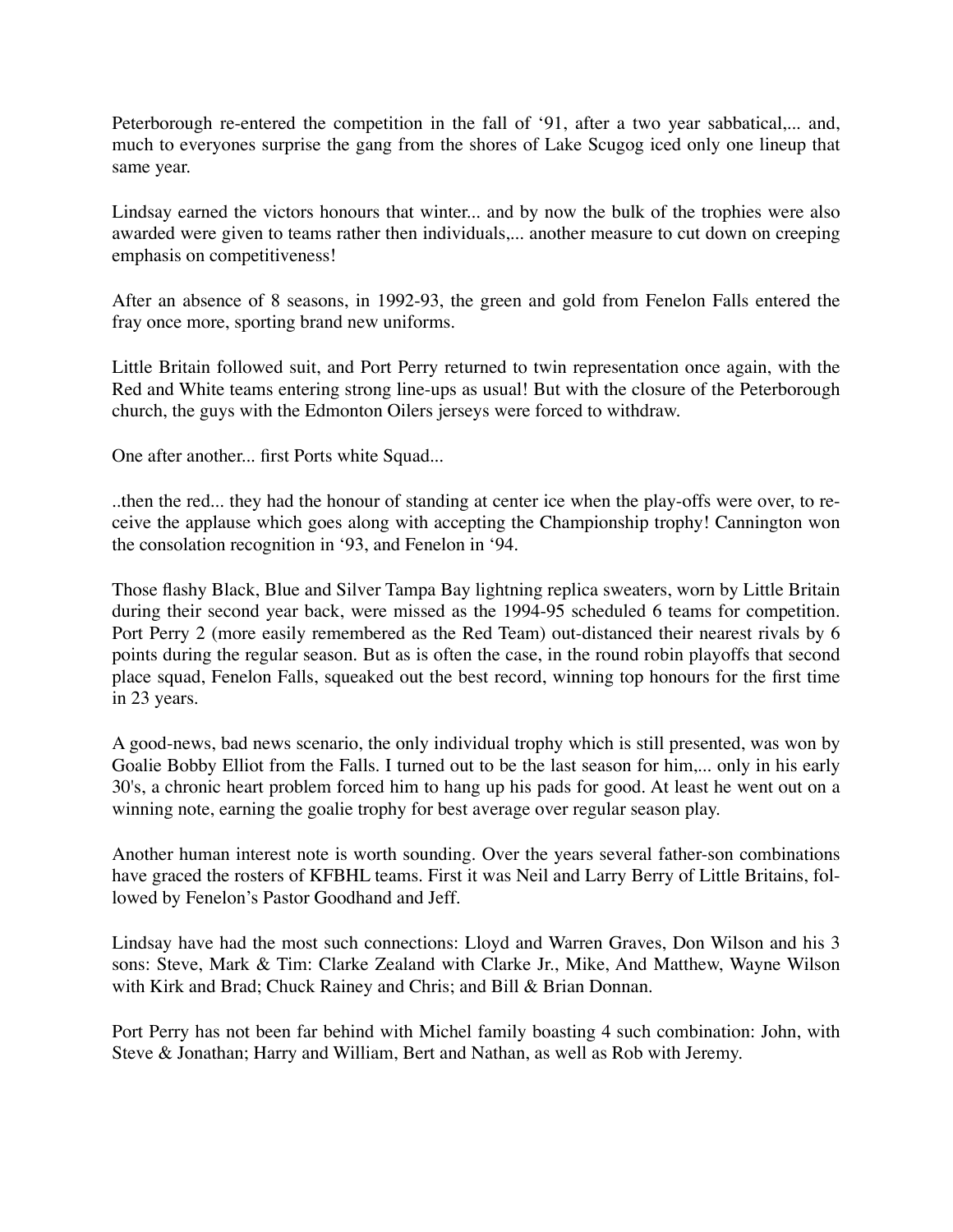Peterborough re-entered the competition in the fall of '91, after a two year sabbatical,... and, much to everyones surprise the gang from the shores of Lake Scugog iced only one lineup that same year.

Lindsay earned the victors honours that winter... and by now the bulk of the trophies were also awarded were given to teams rather then individuals,... another measure to cut down on creeping emphasis on competitiveness!

After an absence of 8 seasons, in 1992-93, the green and gold from Fenelon Falls entered the fray once more, sporting brand new uniforms.

Little Britain followed suit, and Port Perry returned to twin representation once again, with the Red and White teams entering strong line-ups as usual! But with the closure of the Peterborough church, the guys with the Edmonton Oilers jerseys were forced to withdraw.

One after another... first Ports white Squad...

..then the red... they had the honour of standing at center ice when the play-offs were over, to receive the applause which goes along with accepting the Championship trophy! Cannington won the consolation recognition in '93, and Fenelon in '94.

Those flashy Black, Blue and Silver Tampa Bay lightning replica sweaters, worn by Little Britain during their second year back, were missed as the 1994-95 scheduled 6 teams for competition. Port Perry 2 (more easily remembered as the Red Team) out-distanced their nearest rivals by 6 points during the regular season. But as is often the case, in the round robin playoffs that second place squad, Fenelon Falls, squeaked out the best record, winning top honours for the first time in 23 years.

A good-news, bad news scenario, the only individual trophy which is still presented, was won by Goalie Bobby Elliot from the Falls. I turned out to be the last season for him,... only in his early 30's, a chronic heart problem forced him to hang up his pads for good. At least he went out on a winning note, earning the goalie trophy for best average over regular season play.

Another human interest note is worth sounding. Over the years several father-son combinations have graced the rosters of KFBHL teams. First it was Neil and Larry Berry of Little Britains, followed by Fenelon's Pastor Goodhand and Jeff.

Lindsay have had the most such connections: Lloyd and Warren Graves, Don Wilson and his 3 sons: Steve, Mark & Tim: Clarke Zealand with Clarke Jr., Mike, And Matthew, Wayne Wilson with Kirk and Brad; Chuck Rainey and Chris; and Bill & Brian Donnan.

Port Perry has not been far behind with Michel family boasting 4 such combination: John, with Steve & Jonathan; Harry and William, Bert and Nathan, as well as Rob with Jeremy.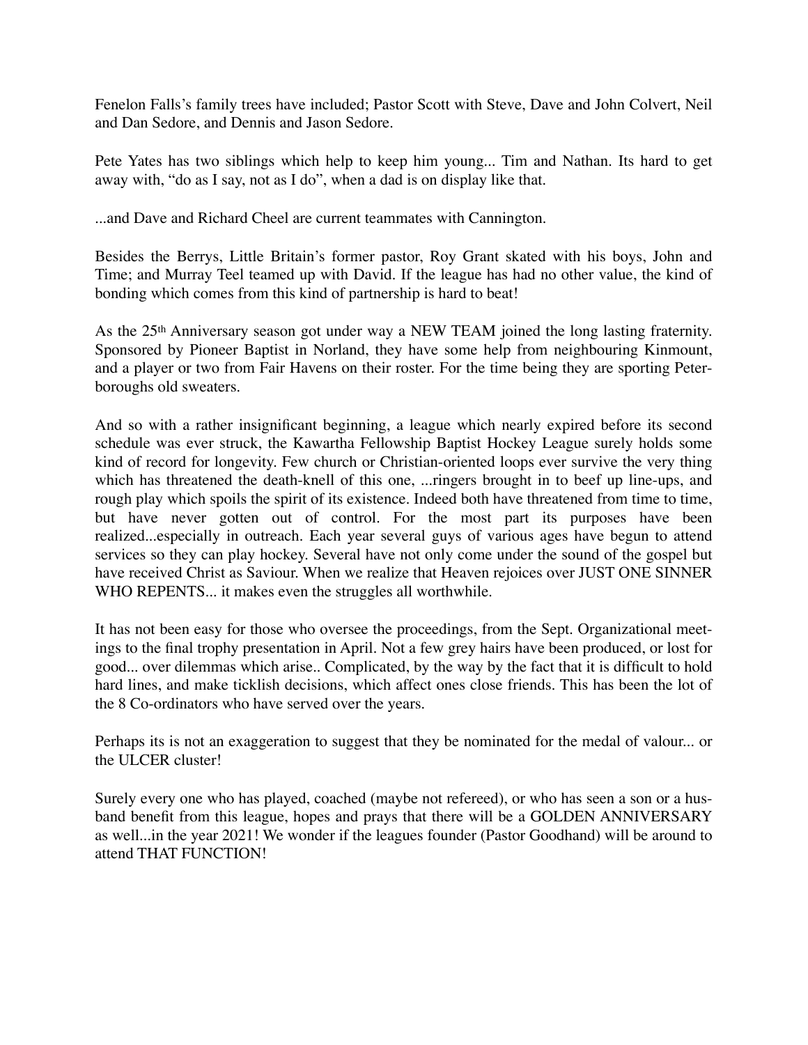Fenelon Falls's family trees have included; Pastor Scott with Steve, Dave and John Colvert, Neil and Dan Sedore, and Dennis and Jason Sedore.

Pete Yates has two siblings which help to keep him young... Tim and Nathan. Its hard to get away with, "do as I say, not as I do", when a dad is on display like that.

...and Dave and Richard Cheel are current teammates with Cannington.

Besides the Berrys, Little Britain's former pastor, Roy Grant skated with his boys, John and Time; and Murray Teel teamed up with David. If the league has had no other value, the kind of bonding which comes from this kind of partnership is hard to beat!

As the 25th Anniversary season got under way a NEW TEAM joined the long lasting fraternity. Sponsored by Pioneer Baptist in Norland, they have some help from neighbouring Kinmount, and a player or two from Fair Havens on their roster. For the time being they are sporting Peterboroughs old sweaters.

And so with a rather insignificant beginning, a league which nearly expired before its second schedule was ever struck, the Kawartha Fellowship Baptist Hockey League surely holds some kind of record for longevity. Few church or Christian-oriented loops ever survive the very thing which has threatened the death-knell of this one, ...ringers brought in to beef up line-ups, and rough play which spoils the spirit of its existence. Indeed both have threatened from time to time, but have never gotten out of control. For the most part its purposes have been realized...especially in outreach. Each year several guys of various ages have begun to attend services so they can play hockey. Several have not only come under the sound of the gospel but have received Christ as Saviour. When we realize that Heaven rejoices over JUST ONE SINNER WHO REPENTS... it makes even the struggles all worthwhile.

It has not been easy for those who oversee the proceedings, from the Sept. Organizational meetings to the final trophy presentation in April. Not a few grey hairs have been produced, or lost for good... over dilemmas which arise.. Complicated, by the way by the fact that it is difficult to hold hard lines, and make ticklish decisions, which affect ones close friends. This has been the lot of the 8 Co-ordinators who have served over the years.

Perhaps its is not an exaggeration to suggest that they be nominated for the medal of valour... or the ULCER cluster!

Surely every one who has played, coached (maybe not refereed), or who has seen a son or a husband benefit from this league, hopes and prays that there will be a GOLDEN ANNIVERSARY as well...in the year 2021! We wonder if the leagues founder (Pastor Goodhand) will be around to attend THAT FUNCTION!